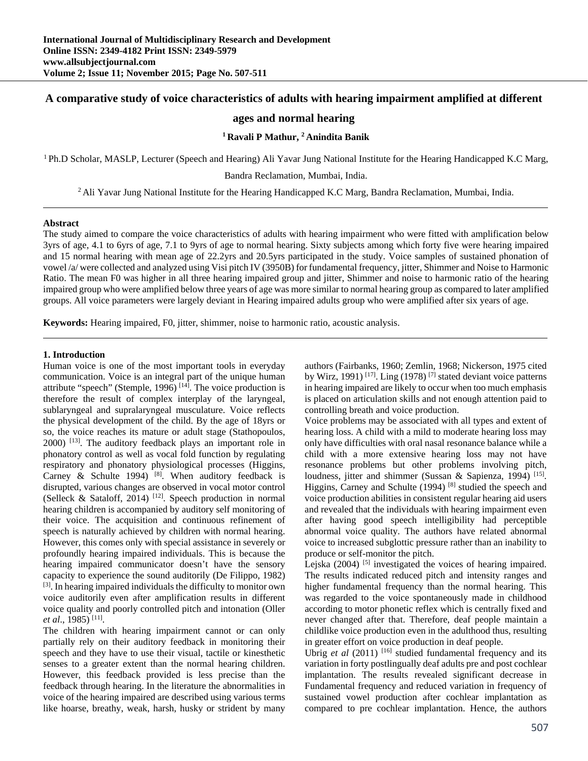# A comparative study of voice characteristics of adults with hearing impairment amplified at different ages and normal hearing

**[1] Ravali P Mathur, [2] Anindita Banik**

[1] Ph.D Scholar, MASLP, Lecturer (Speech and Hearing) Ali Yavar Jung National Institute for the Hearing Handicapped K.C Marg, Bandra Reclamation, Mumbai, India.

[2] Ali Yavar Jung National Institute for the Hearing Handicapped K.C Marg, Bandra Reclamation, Mumbai, India.

**Abstract**

The study aimed to compare the voice characteristics of adults with hearing impairment who were fitted with amplification below 3yrs of age, 4.1 to 6yrs of age, 7.1 to 9yrs of age to normal hearing. Sixty subjects among which forty five were hearing impaired and 15 normal hearing with mean age of 22.2yrs and 20.5yrs participated in the study. Voice samples of sustained phonation of vowel /a/ were collected and analyzed using Visi pitch IV (3950B) for fundamental frequency, jitter, Shimmer and Noise to Harmonic Ratio. The mean F0 was higher in all three hearing impaired group and jitter, Shimmer and noise to harmonic ratio of the hearing impaired group who were amplified below three years of age was more similar to normal hearing group as compared to later amplified groups. All voice parameters were largely deviant in Hearing impaired adults group who were amplified after six years of age.

**Keywords:** Hearing impaired, F0, jitter, shimmer, noise to harmonic ratio, acoustic analysis.

## 1. Introduction

Human voice is one of the most important tools in everyday communication. Voice is an integral part of the unique human attribute "speech" (Stemple, 1996) [14]. The voice production is therefore the result of complex interplay of the laryngeal, sublaryngeal and supralaryngeal musculature. Voice reflects the physical development of the child. By the age of 18yrs or so, the voice reaches its mature or adult stage (Stathopoulos, 2000) [13]. The auditory feedback plays an important role in phonatory control as well as vocal fold function by regulating respiratory and phonatory physiological processes (Higgins, Carney & Schulte 1994) [8]. When auditory feedback is disrupted, various changes are observed in vocal motor control (Selleck & Sataloff, 2014) [12]. Speech production in normal hearing children is accompanied by auditory self monitoring of their voice. The acquisition and continuous refinement of speech is naturally achieved by children with normal hearing. However, this comes only with special assistance in severely or profoundly hearing impaired individuals. This is because the hearing impaired communicator doesn't have the sensory capacity to experience the sound auditorily (De Filippo, 1982) [3]. In hearing impaired individuals the difficulty to monitor own voice auditorily even after amplification results in different voice quality and poorly controlled pitch and intonation (Oller *et al*., 1985) [11].

The children with hearing impairment cannot or can only partially rely on their auditory feedback in monitoring their speech and they have to use their visual, tactile or kinesthetic senses to a greater extent than the normal hearing children. However, this feedback provided is less precise than the feedback through hearing. In the literature the abnormalities in voice of the hearing impaired are described using various terms like hoarse, breathy, weak, harsh, husky or strident by many authors (Fairbanks, 1960; Zemlin, 1968; Nickerson, 1975 cited by Wirz, 1991) [17]. Ling (1978) [7] stated deviant voice patterns in hearing impaired are likely to occur when too much emphasis is placed on articulation skills and not enough attention paid to controlling breath and voice production.

Voice problems may be associated with all types and extent of hearing loss. A child with a mild to moderate hearing loss may only have difficulties with oral nasal resonance balance while a child with a more extensive hearing loss may not have resonance problems but other problems involving pitch, loudness, jitter and shimmer (Sussan & Sapienza, 1994) [15]. Higgins, Carney and Schulte (1994) [8] studied the speech and voice production abilities in consistent regular hearing aid users and revealed that the individuals with hearing impairment even after having good speech intelligibility had perceptible abnormal voice quality. The authors have related abnormal voice to increased subglottic pressure rather than an inability to produce or self-monitor the pitch.

Lejska (2004) [5] investigated the voices of hearing impaired. The results indicated reduced pitch and intensity ranges and higher fundamental frequency than the normal hearing. This was regarded to the voice spontaneously made in childhood according to motor phonetic reflex which is centrally fixed and never changed after that. Therefore, deaf people maintain a childlike voice production even in the adulthood thus, resulting in greater effort on voice production in deaf people.

Ubrig *et al* (2011) [16] studied fundamental frequency and its variation in forty postlingually deaf adults pre and post cochlear implantation. The results revealed significant decrease in Fundamental frequency and reduced variation in frequency of sustained vowel production after cochlear implantation as compared to pre cochlear implantation. Hence, the authors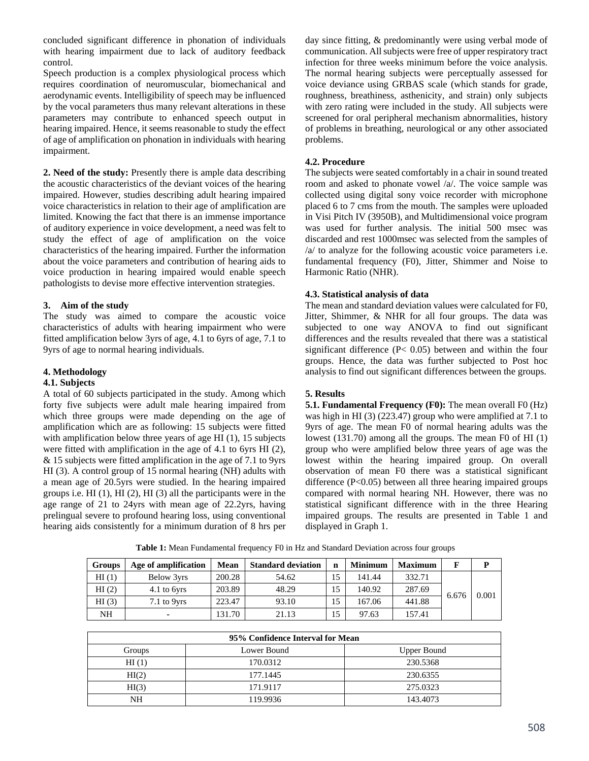concluded significant difference in phonation of individuals with hearing impairment due to lack of auditory feedback control.

Speech production is a complex physiological process which requires coordination of neuromuscular, biomechanical and aerodynamic events. Intelligibility of speech may be influenced by the vocal parameters thus many relevant alterations in these parameters may contribute to enhanced speech output in hearing impaired. Hence, it seems reasonable to study the effect of age of amplification on phonation in individuals with hearing impairment.

**2. Need of the study:** Presently there is ample data describing the acoustic characteristics of the deviant voices of the hearing impaired. However, studies describing adult hearing impaired voice characteristics in relation to their age of amplification are limited. Knowing the fact that there is an immense importance of auditory experience in voice development, a need was felt to study the effect of age of amplification on the voice characteristics of the hearing impaired. Further the information about the voice parameters and contribution of hearing aids to voice production in hearing impaired would enable speech pathologists to devise more effective intervention strategies.

## 3. Aim of the study

The study was aimed to compare the acoustic voice characteristics of adults with hearing impairment who were fitted amplification below 3yrs of age, 4.1 to 6yrs of age, 7.1 to 9yrs of age to normal hearing individuals.

## 4. Methodology

### 4.1. Subjects

A total of 60 subjects participated in the study. Among which forty five subjects were adult male hearing impaired from which three groups were made depending on the age of amplification which are as following: 15 subjects were fitted with amplification below three years of age HI (1), 15 subjects were fitted with amplification in the age of 4.1 to 6yrs HI (2), & 15 subjects were fitted amplification in the age of 7.1 to 9yrs HI (3). A control group of 15 normal hearing (NH) adults with a mean age of 20.5yrs were studied. In the hearing impaired groups i.e. HI (1), HI (2), HI (3) all the participants were in the age range of 21 to 24yrs with mean age of 22.2yrs, having prelingual severe to profound hearing loss, using conventional hearing aids consistently for a minimum duration of 8 hrs per day since fitting, & predominantly were using verbal mode of communication. All subjects were free of upper respiratory tract infection for three weeks minimum before the voice analysis. The normal hearing subjects were perceptually assessed for voice deviance using GRBAS scale (which stands for grade, roughness, breathiness, asthenicity, and strain) only subjects with zero rating were included in the study. All subjects were screened for oral peripheral mechanism abnormalities, history of problems in breathing, neurological or any other associated problems.

### 4.2. Procedure

The subjects were seated comfortably in a chair in sound treated room and asked to phonate vowel /a/. The voice sample was collected using digital sony voice recorder with microphone placed 6 to 7 cms from the mouth. The samples were uploaded in Visi Pitch IV (3950B), and Multidimensional voice program was used for further analysis. The initial 500 msec was discarded and rest 1000msec was selected from the samples of /a/ to analyze for the following acoustic voice parameters i.e. fundamental frequency (F0), Jitter, Shimmer and Noise to Harmonic Ratio (NHR).

### 4.3. Statistical analysis of data

The mean and standard deviation values were calculated for F0, Jitter, Shimmer, & NHR for all four groups. The data was subjected to one way ANOVA to find out significant differences and the results revealed that there was a statistical significant difference ($P < 0.05$) between and within the four groups. Hence, the data was further subjected to Post hoc analysis to find out significant differences between the groups.

## 5. Results

**5.1. Fundamental Frequency (F0):** The mean overall F0 (Hz) was high in HI (3) (223.47) group who were amplified at 7.1 to 9yrs of age. The mean F0 of normal hearing adults was the lowest (131.70) among all the groups. The mean F0 of HI (1) group who were amplified below three years of age was the lowest within the hearing impaired group. On overall observation of mean F0 there was a statistical significant difference ($P<0.05$) between all three hearing impaired groups compared with normal hearing NH. However, there was no statistical significant difference with in the three Hearing impaired groups. The results are presented in Table 1 and displayed in Graph 1.

**Table 1:** Mean Fundamental frequency F0 in Hz and Standard Deviation across four groups

| Groups | Age of amplification | Mean | Standard deviation | n | Minimum | Maximum | F | P |
|---|---|---|---|---|---|---|---|---|
| HI (1) | Below 3yrs | 200.28 | 54.62 | 15 | 141.44 | 332.71 | 6.676 | 0.001 |
| HI (2) | 4.1 to 6yrs | 203.89 | 48.29 | 15 | 140.92 | 287.69 | | |
| HI (3) | 7.1 to 9yrs | 223.47 | 93.10 | 15 | 167.06 | 441.88 | | |
| NH | - | 131.70 | 21.13 | 15 | 97.63 | 157.41 | | |

| 95% Confidence Interval for Mean | | |
|---|---|---|
| Groups | Lower Bound | Upper Bound |
| HI (1) | 170.0312 | 230.5368 |
| HI(2) | 177.1445 | 230.6355 |
| HI(3) | 171.9117 | 275.0323 |
| NH | 119.9936 | 143.4073 |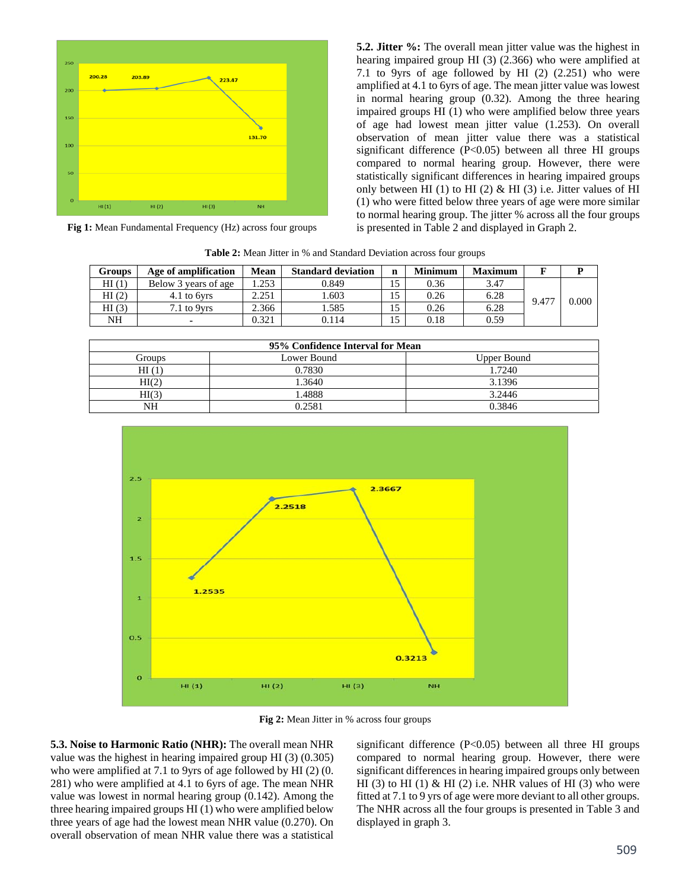Fig 1: Mean Fundamental Frequency (Hz) across four groups

**5.2. Jitter %:** The overall mean jitter value was the highest in hearing impaired group HI (3) (2.366) who were amplified at 7.1 to 9yrs of age followed by HI (2) (2.251) who were amplified at 4.1 to 6yrs of age. The mean jitter value was lowest in normal hearing group (0.32). Among the three hearing impaired groups HI (1) who were amplified below three years of age had lowest mean jitter value (1.253). On overall observation of mean jitter value there was a statistical significant difference (P<0.05) between all three HI groups compared to normal hearing group. However, there were statistically significant differences in hearing impaired groups only between HI (1) to HI (2) & HI (3) i.e. Jitter values of HI (1) who were fitted below three years of age were more similar to normal hearing group. The jitter % across all the four groups is presented in Table 2 and displayed in Graph 2.

**Table 2:** Mean Jitter in % and Standard Deviation across four groups

| Groups | Age of amplification | Mean | Standard deviation | n | Minimum | Maximum | F | P |
|---|---|---|---|---|---|---|---|---|
| HI (1) | Below 3 years of age | 1.253 | 0.849 | 15 | 0.36 | 3.47 | 9.477 | 0.000 |
| HI (2) | 4.1 to 6yrs | 2.251 | 1.603 | 15 | 0.26 | 6.28 | | |
| HI (3) | 7.1 to 9yrs | 2.366 | 1.585 | 15 | 0.26 | 6.28 | | |
| NH | - | 0.321 | 0.114 | 15 | 0.18 | 0.59 | | |

| 95% Confidence Interval for Mean | | |
|---|---|---|
| Groups | Lower Bound | Upper Bound |
| HI (1) | 0.7830 | 1.7240 |
| HI(2) | 1.3640 | 3.1396 |
| HI(3) | 1.4888 | 3.2446 |
| NH | 0.2581 | 0.3846 |

**Fig 2:** Mean Jitter in % across four groups

**5.3. Noise to Harmonic Ratio (NHR):** The overall mean NHR value was the highest in hearing impaired group HI (3) (0.305) who were amplified at 7.1 to 9yrs of age followed by HI (2) (0. 281) who were amplified at 4.1 to 6yrs of age. The mean NHR value was lowest in normal hearing group (0.142). Among the three hearing impaired groups HI (1) who were amplified below three years of age had the lowest mean NHR value (0.270). On overall observation of mean NHR value there was a statistical significant difference (P<0.05) between all three HI groups compared to normal hearing group. However, there were significant differences in hearing impaired groups only between HI (3) to HI (1) & HI (2) i.e. NHR values of HI (3) who were fitted at 7.1 to 9 yrs of age were more deviant to all other groups. The NHR across all the four groups is presented in Table 3 and displayed in graph 3.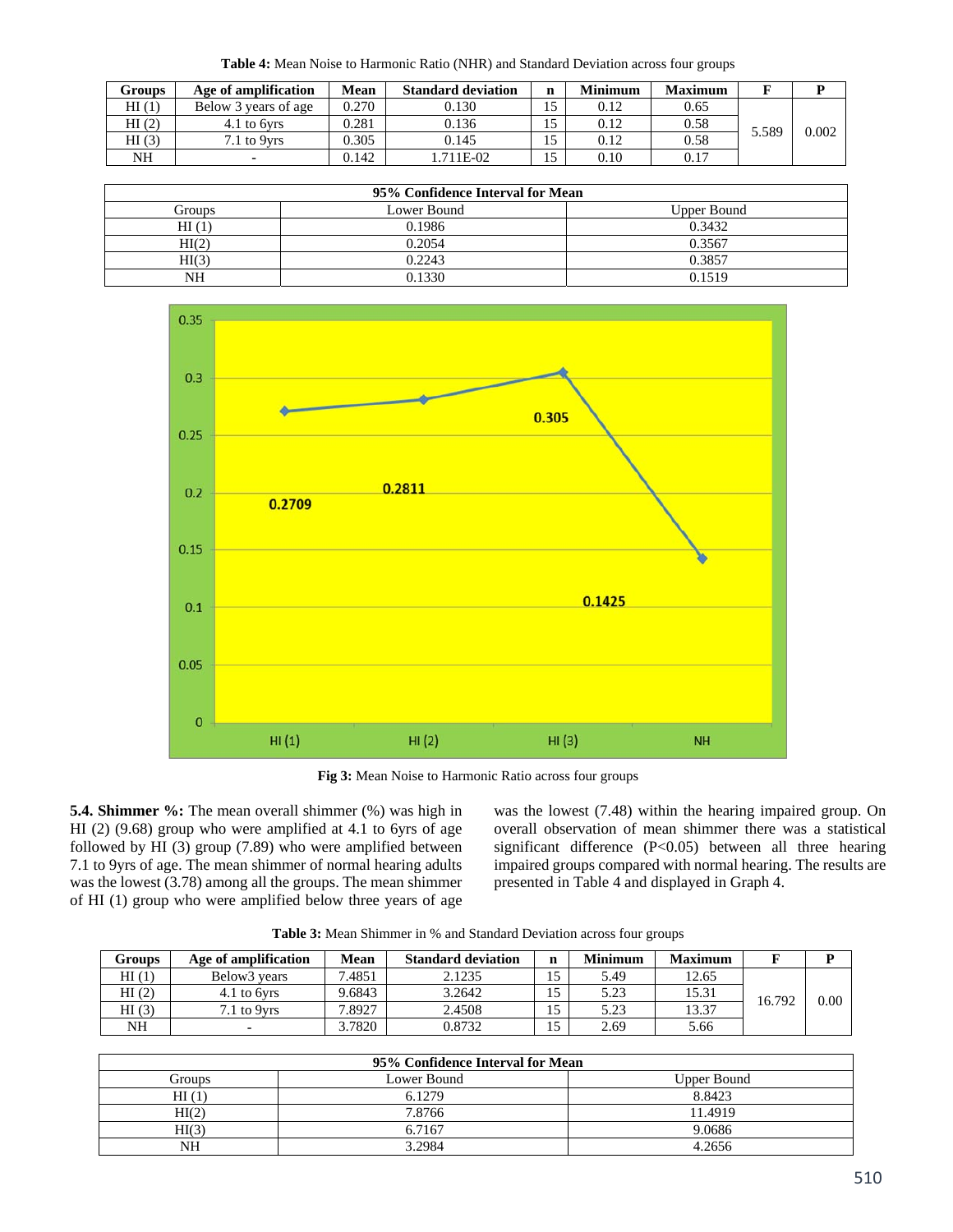**Table 4:** Mean Noise to Harmonic Ratio (NHR) and Standard Deviation across four groups

| Groups | Age of amplification | Mean | Standard deviation | n | Minimum | Maximum | F | P |
|---|---|---|---|---|---|---|---|---|
| HI (1) | Below 3 years of age | 0.270 | 0.130 | 15 | 0.12 | 0.65 | 5.589 | 0.002 |
| HI (2) | 4.1 to 6yrs | 0.281 | 0.136 | 15 | 0.12 | 0.58 | | |
| HI (3) | 7.1 to 9yrs | 0.305 | 0.145 | 15 | 0.12 | 0.58 | | |
| NH | - | 0.142 | 1.711E-02 | 15 | 0.10 | 0.17 | | |

| 95% Confidence Interval for Mean | | |
|---|---|---|
| Groups | Lower Bound | Upper Bound |
| HI (1) | 0.1986 | 0.3432 |
| HI(2) | 0.2054 | 0.3567 |
| HI(3) | 0.2243 | 0.3857 |
| NH | 0.1330 | 0.1519 |

**Fig 3:** Mean Noise to Harmonic Ratio across four groups

**5.4. Shimmer %:** The mean overall shimmer (%) was high in HI (2) (9.68) group who were amplified at 4.1 to 6yrs of age followed by HI (3) group (7.89) who were amplified between 7.1 to 9yrs of age. The mean shimmer of normal hearing adults was the lowest (3.78) among all the groups. The mean shimmer of HI (1) group who were amplified below three years of age was the lowest (7.48) within the hearing impaired group. On overall observation of mean shimmer there was a statistical significant difference ($P<0.05$) between all three hearing impaired groups compared with normal hearing. The results are presented in Table 4 and displayed in Graph 4.

**Table 3:** Mean Shimmer in % and Standard Deviation across four groups

| Groups | Age of amplification | Mean | Standard deviation | n | Minimum | Maximum | F | P |
|---|---|---|---|---|---|---|---|---|
| HI (1) | Below3 years | 7.4851 | 2.1235 | 15 | 5.49 | 12.65 | 16.792 | 0.00 |
| HI (2) | 4.1 to 6yrs | 9.6843 | 3.2642 | 15 | 5.23 | 15.31 | | |
| HI (3) | 7.1 to 9yrs | 7.8927 | 2.4508 | 15 | 5.23 | 13.37 | | |
| NH | - | 3.7820 | 0.8732 | 15 | 2.69 | 5.66 | | |

| 95% Confidence Interval for Mean | | |
|---|---|---|
| Groups | Lower Bound | Upper Bound |
| HI (1) | 6.1279 | 8.8423 |
| HI(2) | 7.8766 | 11.4919 |
| HI(3) | 6.7167 | 9.0686 |
| NH | 3.2984 | 4.2656 |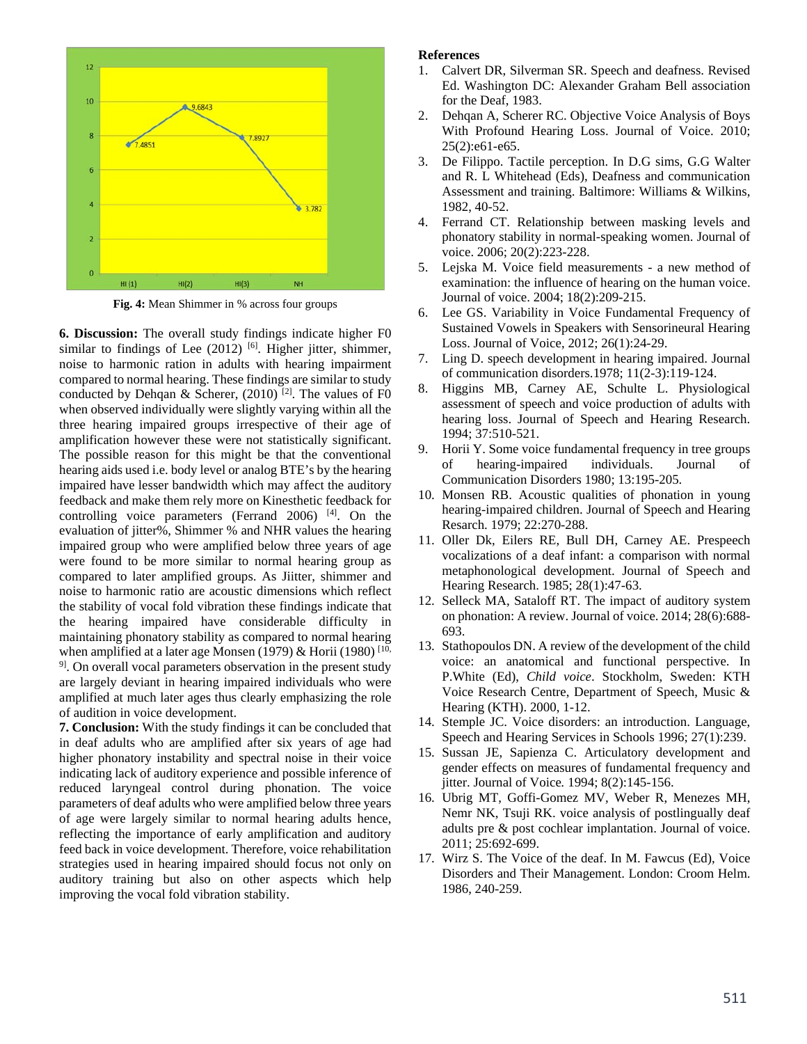12

10

8

6

4

2

0

HI (1)

HI(2)

HI(3)

NH

7.4851

9.6843

7.8927

3.782

**Fig. 4:** Mean Shimmer in % across four groups

**6. Discussion:** The overall study findings indicate higher F0 similar to findings of Lee (2012) [6]. Higher jitter, shimmer, noise to harmonic ration in adults with hearing impairment compared to normal hearing. These findings are similar to study conducted by Dehqan & Scherer, (2010) [2]. The values of F0 when observed individually were slightly varying within all the three hearing impaired groups irrespective of their age of amplification however these were not statistically significant. The possible reason for this might be that the conventional hearing aids used i.e. body level or analog BTE's by the hearing impaired have lesser bandwidth which may affect the auditory feedback and make them rely more on Kinesthetic feedback for controlling voice parameters (Ferrand 2006) [4]. On the evaluation of jitter%, Shimmer % and NHR values the hearing impaired group who were amplified below three years of age were found to be more similar to normal hearing group as compared to later amplified groups. As Jiitter, shimmer and noise to harmonic ratio are acoustic dimensions which reflect the stability of vocal fold vibration these findings indicate that the hearing impaired have considerable difficulty in maintaining phonatory stability as compared to normal hearing when amplified at a later age Monsen (1979) & Horii (1980) [10, 9]. On overall vocal parameters observation in the present study are largely deviant in hearing impaired individuals who were amplified at much later ages thus clearly emphasizing the role of audition in voice development.

**7. Conclusion:** With the study findings it can be concluded that in deaf adults who are amplified after six years of age had higher phonatory instability and spectral noise in their voice indicating lack of auditory experience and possible inference of reduced laryngeal control during phonation. The voice parameters of deaf adults who were amplified below three years of age were largely similar to normal hearing adults hence, reflecting the importance of early amplification and auditory feed back in voice development. Therefore, voice rehabilitation strategies used in hearing impaired should focus not only on auditory training but also on other aspects which help improving the vocal fold vibration stability.

**References**

1. Calvert DR, Silverman SR. Speech and deafness. Revised Ed. Washington DC: Alexander Graham Bell association for the Deaf, 1983.
2. Dehqan A, Scherer RC. Objective Voice Analysis of Boys With Profound Hearing Loss. Journal of Voice. 2010; 25(2):e61-e65.
3. De Filippo. Tactile perception. In D.G sims, G.G Walter and R. L Whitehead (Eds), Deafness and communication Assessment and training. Baltimore: Williams & Wilkins, 1982, 40-52.
4. Ferrand CT. Relationship between masking levels and phonatory stability in normal-speaking women. Journal of voice. 2006; 20(2):223-228.
5. Lejska M. Voice field measurements - a new method of examination: the influence of hearing on the human voice. Journal of voice. 2004; 18(2):209-215.
6. Lee GS. Variability in Voice Fundamental Frequency of Sustained Vowels in Speakers with Sensorineural Hearing Loss. Journal of Voice, 2012; 26(1):24-29.
7. Ling D. speech development in hearing impaired. Journal of communication disorders.1978; 11(2-3):119-124.
8. Higgins MB, Carney AE, Schulte L. Physiological assessment of speech and voice production of adults with hearing loss. Journal of Speech and Hearing Research. 1994; 37:510-521.
9. Horii Y. Some voice fundamental frequency in tree groups of hearing-impaired individuals. Journal of Communication Disorders 1980; 13:195-205.
10. Monsen RB. Acoustic qualities of phonation in young hearing-impaired children. Journal of Speech and Hearing Resarch. 1979; 22:270-288.
11. Oller Dk, Eilers RE, Bull DH, Carney AE. Prespeech vocalizations of a deaf infant: a comparison with normal metaphonological development. Journal of Speech and Hearing Research. 1985; 28(1):47-63.
12. Selleck MA, Sataloff RT. The impact of auditory system on phonation: A review. Journal of voice. 2014; 28(6):688-693.
13. Stathopoulos DN. A review of the development of the child voice: an anatomical and functional perspective. In P.White (Ed), *Child voice*. Stockholm, Sweden: KTH Voice Research Centre, Department of Speech, Music & Hearing (KTH). 2000, 1-12.
14. Stemple JC. Voice disorders: an introduction. Language, Speech and Hearing Services in Schools 1996; 27(1):239.
15. Sussan JE, Sapienza C. Articulatory development and gender effects on measures of fundamental frequency and jitter. Journal of Voice*.* 1994; 8(2):145-156.
16. Ubrig MT, Goffi-Gomez MV, Weber R, Menezes MH, Nemr NK, Tsuji RK. voice analysis of postlingually deaf adults pre & post cochlear implantation. Journal of voice. 2011; 25:692-699.
17. Wirz S. The Voice of the deaf. In M. Fawcus (Ed), Voice Disorders and Their Management. London: Croom Helm. 1986, 240-259.